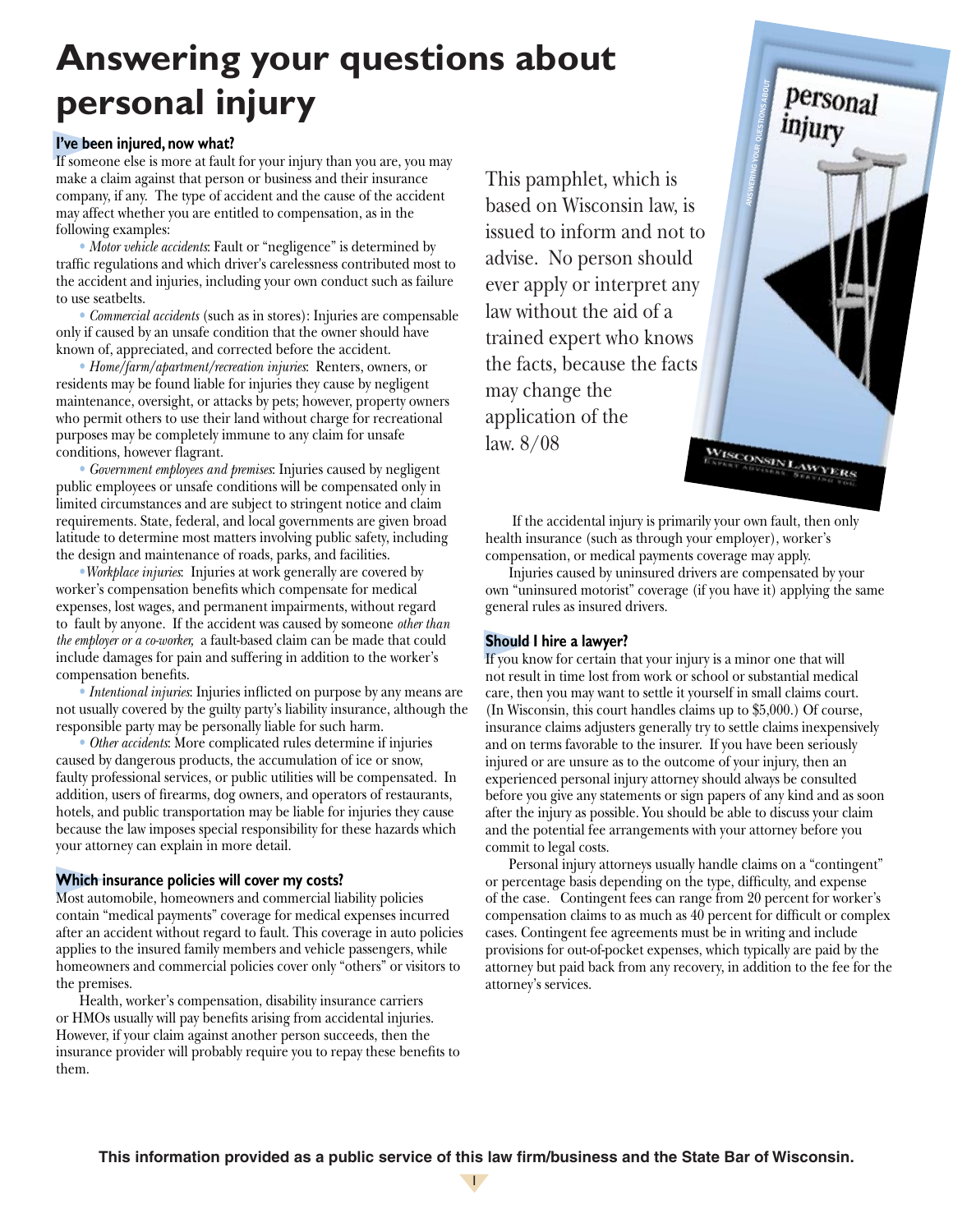# Answering your questions about personal injury

### I've been injured, now what?

If someone else is more at fault for your injury than you are, you may make a claim against that person or business and their insurance company, if any. The type of accident and the cause of the accident may affect whether you are entitled to compensation, as in the following examples:

- *Motor vehicle accidents*: Fault or "negligence" is determined by traffic regulations and which driver's carelessness contributed most to the accident and injuries, including your own conduct such as failure to use seatbelts.
- *Commercial accidents* (such as in stores): Injuries are compensable only if caused by an unsafe condition that the owner should have known of, appreciated, and corrected before the accident.
- *Home/farm/apartment/recreation injuries*: Renters, owners, or residents may be found liable for injuries they cause by negligent maintenance, oversight, or attacks by pets; however, property owners who permit others to use their land without charge for recreational purposes may be completely immune to any claim for unsafe conditions, however flagrant.
- *Government employees and premises*: Injuries caused by negligent public employees or unsafe conditions will be compensated only in limited circumstances and are subject to stringent notice and claim requirements. State, federal, and local governments are given broad latitude to determine most matters involving public safety, including the design and maintenance of roads, parks, and facilities.
- *Workplace injuries*: Injuries at work generally are covered by worker's compensation benefits which compensate for medical expenses, lost wages, and permanent impairments, without regard to fault by anyone. If the accident was caused by someone *other than the employer or a co-worker,* a fault-based claim can be made that could include damages for pain and suffering in addition to the worker's compensation benefits.
- *Intentional injuries*: Injuries inflicted on purpose by any means are not usually covered by the guilty party's liability insurance, although the responsible party may be personally liable for such harm.
- *Other accidents*: More complicated rules determine if injuries caused by dangerous products, the accumulation of ice or snow, faulty professional services, or public utilities will be compensated. In addition, users of firearms, dog owners, and operators of restaurants, hotels, and public transportation may be liable for injuries they cause because the law imposes special responsibility for these hazards which your attorney can explain in more detail.

### Which insurance policies will cover my costs?

Most automobile, homeowners and commercial liability policies contain "medical payments" coverage for medical expenses incurred after an accident without regard to fault. This coverage in auto policies applies to the insured family members and vehicle passengers, while homeowners and commercial policies cover only "others" or visitors to the premises.

Health, worker's compensation, disability insurance carriers or HMOs usually will pay benefits arising from accidental injuries. However, if your claim against another person succeeds, then the insurance provider will probably require you to repay these benefits to them.

This pamphlet, which is based on Wisconsin law, is issued to inform and not to advise. No person should ever apply or interpret any law without the aid of a trained expert who knows the facts, because the facts may change the application of the law. 8/08

If the accidental injury is primarily your own fault, then only health insurance (such as through your employer), worker's compensation, or medical payments coverage may apply.

Injuries caused by uninsured drivers are compensated by your own "uninsured motorist" coverage (if you have it) applying the same general rules as insured drivers.

### Should I hire a lawyer?

If you know for certain that your injury is a minor one that will not result in time lost from work or school or substantial medical care, then you may want to settle it yourself in small claims court. (In Wisconsin, this court handles claims up to $5,000.) Of course, insurance claims adjusters generally try to settle claims inexpensively and on terms favorable to the insurer. If you have been seriously injured or are unsure as to the outcome of your injury, then an experienced personal injury attorney should always be consulted before you give any statements or sign papers of any kind and as soon after the injury as possible. You should be able to discuss your claim and the potential fee arrangements with your attorney before you commit to legal costs.

Personal injury attorneys usually handle claims on a "contingent" or percentage basis depending on the type, difficulty, and expense of the case. Contingent fees can range from 20 percent for worker's compensation claims to as much as 40 percent for difficult or complex cases. Contingent fee agreements must be in writing and include provisions for out-of-pocket expenses, which typically are paid by the attorney but paid back from any recovery, in addition to the fee for the attorney's services.

**This information provided as a public service of this law firm/business and the State Bar of Wisconsin.**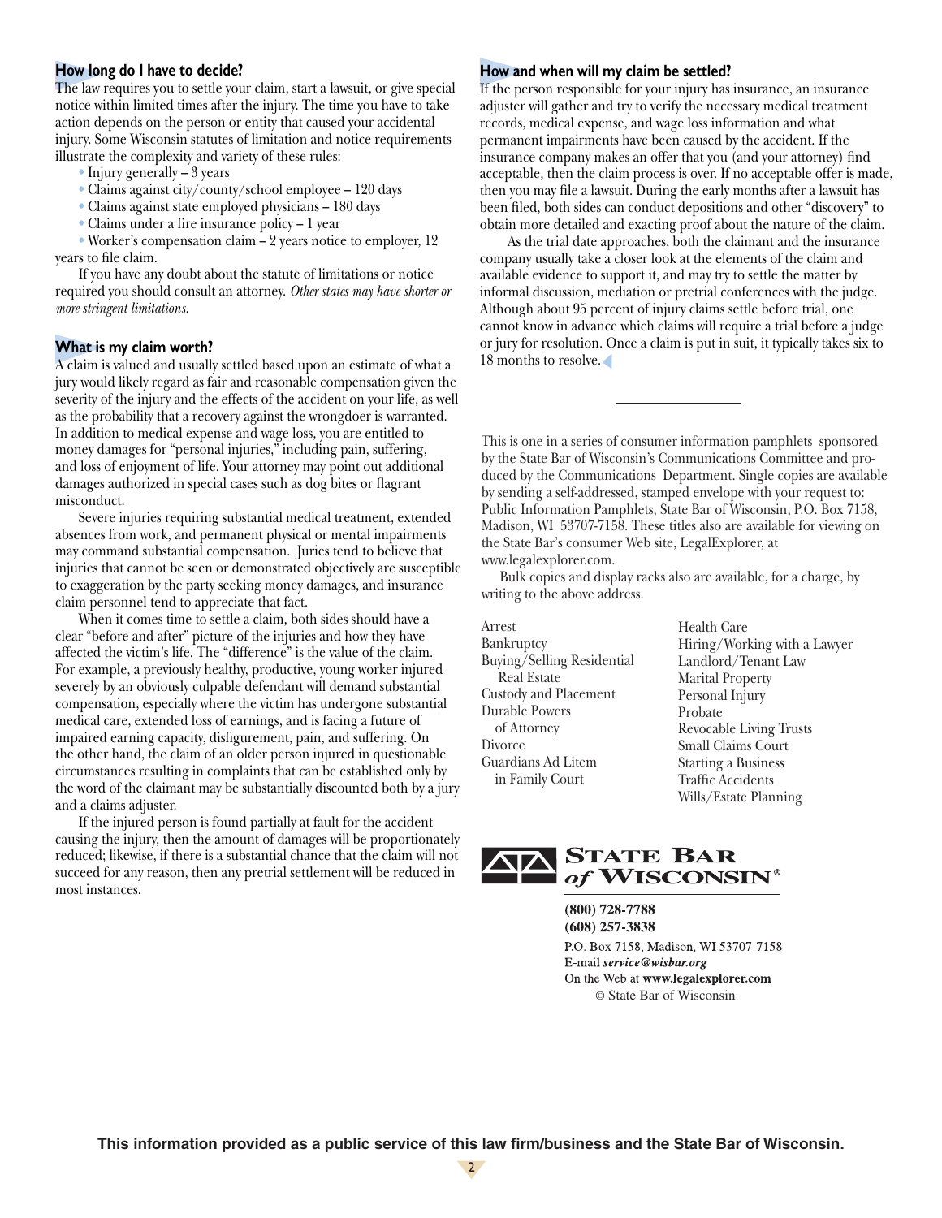## How long do I have to decide?

The law requires you to settle your claim, start a lawsuit, or give special notice within limited times after the injury. The time you have to take action depends on the person or entity that caused your accidental injury. Some Wisconsin statutes of limitation and notice requirements illustrate the complexity and variety of these rules:

- Injury generally – 3 years
- Claims against city/county/school employee – 120 days
- Claims against state employed physicians – 180 days
- Claims under a fire insurance policy – 1 year
- Worker's compensation claim – 2 years notice to employer, 12 years to file claim.

If you have any doubt about the statute of limitations or notice required you should consult an attorney. *Other states may have shorter or more stringent limitations.*

## What is my claim worth?

A claim is valued and usually settled based upon an estimate of what a jury would likely regard as fair and reasonable compensation given the severity of the injury and the effects of the accident on your life, as well as the probability that a recovery against the wrongdoer is warranted. In addition to medical expense and wage loss, you are entitled to money damages for "personal injuries," including pain, suffering, and loss of enjoyment of life. Your attorney may point out additional damages authorized in special cases such as dog bites or flagrant misconduct.

Severe injuries requiring substantial medical treatment, extended absences from work, and permanent physical or mental impairments may command substantial compensation. Juries tend to believe that injuries that cannot be seen or demonstrated objectively are susceptible to exaggeration by the party seeking money damages, and insurance claim personnel tend to appreciate that fact.

When it comes time to settle a claim, both sides should have a clear "before and after" picture of the injuries and how they have affected the victim's life. The "difference" is the value of the claim. For example, a previously healthy, productive, young worker injured severely by an obviously culpable defendant will demand substantial compensation, especially where the victim has undergone substantial medical care, extended loss of earnings, and is facing a future of impaired earning capacity, disfigurement, pain, and suffering. On the other hand, the claim of an older person injured in questionable circumstances resulting in complaints that can be established only by the word of the claimant may be substantially discounted both by a jury and a claims adjuster.

If the injured person is found partially at fault for the accident causing the injury, then the amount of damages will be proportionately reduced; likewise, if there is a substantial chance that the claim will not succeed for any reason, then any pretrial settlement will be reduced in most instances.

## How and when will my claim be settled?

If the person responsible for your injury has insurance, an insurance adjuster will gather and try to verify the necessary medical treatment records, medical expense, and wage loss information and what permanent impairments have been caused by the accident. If the insurance company makes an offer that you (and your attorney) find acceptable, then the claim process is over. If no acceptable offer is made, then you may file a lawsuit. During the early months after a lawsuit has been filed, both sides can conduct depositions and other "discovery" to obtain more detailed and exacting proof about the nature of the claim.

As the trial date approaches, both the claimant and the insurance company usually take a closer look at the elements of the claim and available evidence to support it, and may try to settle the matter by informal discussion, mediation or pretrial conferences with the judge. Although about 95 percent of injury claims settle before trial, one cannot know in advance which claims will require a trial before a judge or jury for resolution. Once a claim is put in suit, it typically takes six to 18 months to resolve.

---

This is one in a series of consumer information pamphlets sponsored by the State Bar of Wisconsin's Communications Committee and produced by the Communications Department. Single copies are available by sending a self-addressed, stamped envelope with your request to: Public Information Pamphlets, State Bar of Wisconsin, P.O. Box 7158, Madison, WI 53707-7158. These titles also are available for viewing on the State Bar's consumer Web site, LegalExplorer, at www.legalexplorer.com.

Bulk copies and display racks also are available, for a charge, by writing to the above address.

- Arrest
- Bankruptcy
- Buying/Selling Residential Real Estate
- Custody and Placement
- Durable Powers of Attorney
- Divorce
- Guardians Ad Litem in Family Court
- Health Care
- Hiring/Working with a Lawyer
- Landlord/Tenant Law
- Marital Property
- Personal Injury
- Probate
- Revocable Living Trusts
- Small Claims Court
- Starting a Business
- Traffic Accidents
- Wills/Estate Planning

**STATE BAR of WISCONSIN®**

**(800) 728-7788**
**(608) 257-3838**
P.O. Box 7158, Madison, WI 53707-7158
E-mail ***service@wisbar.org***
On the Web at **www.legalexplorer.com**
© State Bar of Wisconsin

**This information provided as a public service of this law firm/business and the State Bar of Wisconsin.**